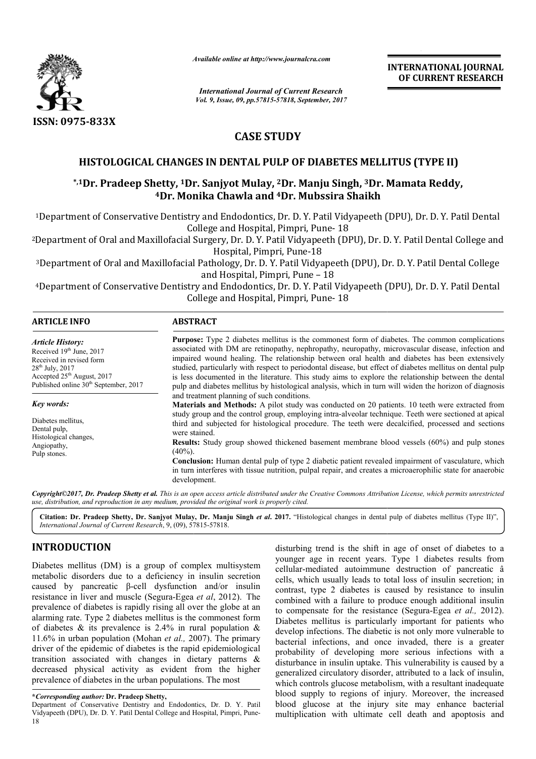ISSN: 0975-833X

*Available online at http://www.journalcra.com*

*International Journal of Current Research*
*Vol. 9, Issue, 09, pp.57815-57818, September, 2017*

**INTERNATIONAL JOURNAL OF CURRENT RESEARCH**

# CASE STUDY

# HISTOLOGICAL CHANGES IN DENTAL PULP OF DIABETES MELLITUS (TYPE II)

**\*,1Dr. Pradeep Shetty, 1Dr. Sanjyot Mulay, 2Dr. Manju Singh, 3Dr. Mamata Reddy, 4Dr. Monika Chawla and 4Dr. Mubssira Shaikh**

[1]Department of Conservative Dentistry and Endodontics, Dr. D. Y. Patil Vidyapeeth (DPU), Dr. D. Y. Patil Dental College and Hospital, Pimpri, Pune- 18

[2]Department of Oral and Maxillofacial Surgery, Dr. D. Y. Patil Vidyapeeth (DPU), Dr. D. Y. Patil Dental College and Hospital, Pimpri, Pune-18

[3]Department of Oral and Maxillofacial Pathology, Dr. D. Y. Patil Vidyapeeth (DPU), Dr. D. Y. Patil Dental College and Hospital, Pimpri, Pune – 18

[4]Department of Conservative Dentistry and Endodontics, Dr. D. Y. Patil Vidyapeeth (DPU), Dr. D. Y. Patil Dental College and Hospital, Pimpri, Pune- 18

## ARTICLE INFO

*Article History:*
Received 19th June, 2017
Received in revised form 28th July, 2017
Accepted 25th August, 2017
Published online 30th September, 2017

*Key words:*
Diabetes mellitus,
Dental pulp,
Histological changes,
Angiopathy,
Pulp stones.

## ABSTRACT

**Purpose:** Type 2 diabetes mellitus is the commonest form of diabetes. The common complications associated with DM are retinopathy, nephropathy, neuropathy, microvascular disease, infection and impaired wound healing. The relationship between oral health and diabetes has been extensively studied, particularly with respect to periodontal disease, but effect of diabetes mellitus on dental pulp is less documented in the literature. This study aims to explore the relationship between the dental pulp and diabetes mellitus by histological analysis, which in turn will widen the horizon of diagnosis and treatment planning of such conditions.

**Materials and Methods:** A pilot study was conducted on 20 patients. 10 teeth were extracted from study group and the control group, employing intra-alveolar technique. Teeth were sectioned at apical third and subjected for histological procedure. The teeth were decalcified, processed and sections were stained.

**Results:** Study group showed thickened basement membrane blood vessels (60%) and pulp stones (40%).

**Conclusion:** Human dental pulp of type 2 diabetic patient revealed impairment of vasculature, which in turn interferes with tissue nutrition, pulpal repair, and creates a microaerophilic state for anaerobic development.

***Copyright©2017, Dr. Pradeep Shetty et al.*** *This is an open access article distributed under the Creative Commons Attribution License, which permits unrestricted use, distribution, and reproduction in any medium, provided the original work is properly cited.*

**Citation: Dr. Pradeep Shetty, Dr. Sanjyot Mulay, Dr. Manju Singh *et al.* 2017.** "Histological changes in dental pulp of diabetes mellitus (Type II)", *International Journal of Current Research*, 9, (09), 57815-57818.

## INTRODUCTION

Diabetes mellitus (DM) is a group of complex multisystem metabolic disorders due to a deficiency in insulin secretion caused by pancreatic β-cell dysfunction and/or insulin resistance in liver and muscle (Segura-Egea *et al*, 2012). The prevalence of diabetes is rapidly rising all over the globe at an alarming rate. Type 2 diabetes mellitus is the commonest form of diabetes & its prevalence is 2.4% in rural population & 11.6% in urban population (Mohan *et al.,* 2007). The primary driver of the epidemic of diabetes is the rapid epidemiological transition associated with changes in dietary patterns & decreased physical activity as evident from the higher prevalence of diabetes in the urban populations. The most disturbing trend is the shift in age of onset of diabetes to a younger age in recent years. Type 1 diabetes results from cellular-mediated autoimmune destruction of pancreatic â cells, which usually leads to total loss of insulin secretion; in contrast, type 2 diabetes is caused by resistance to insulin combined with a failure to produce enough additional insulin to compensate for the resistance (Segura-Egea *et al.,* 2012). Diabetes mellitus is particularly important for patients who develop infections. The diabetic is not only more vulnerable to bacterial infections, and once invaded, there is a greater probability of developing more serious infections with a disturbance in insulin uptake. This vulnerability is caused by a generalized circulatory disorder, attributed to a lack of insulin, which controls glucose metabolism, with a resultant inadequate blood supply to regions of injury. Moreover, the increased blood glucose at the injury site may enhance bacterial multiplication with ultimate cell death and apoptosis and

**\*Corresponding author: Dr. Pradeep Shetty,**
Department of Conservative Dentistry and Endodontics, Dr. D. Y. Patil Vidyapeeth (DPU), Dr. D. Y. Patil Dental College and Hospital, Pimpri, Pune-18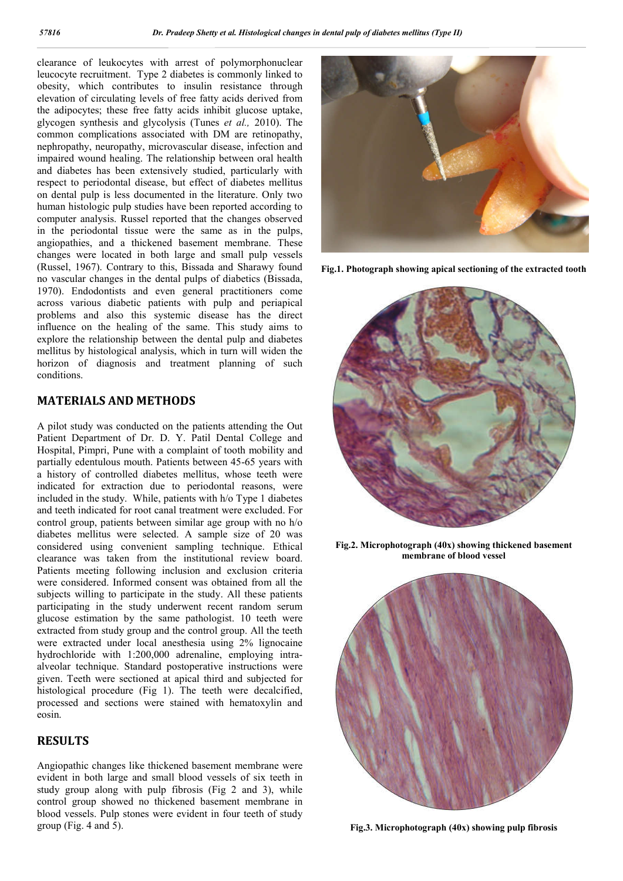clearance of leukocytes with arrest of polymorphonuclear leucocyte recruitment. Type 2 diabetes is commonly linked to obesity, which contributes to insulin resistance through elevation of circulating levels of free fatty acids derived from the adipocytes; these free fatty acids inhibit glucose uptake, glycogen synthesis and glycolysis (Tunes *et al.,* 2010). The common complications associated with DM are retinopathy, nephropathy, neuropathy, microvascular disease, infection and impaired wound healing. The relationship between oral health and diabetes has been extensively studied, particularly with respect to periodontal disease, but effect of diabetes mellitus on dental pulp is less documented in the literature. Only two human histologic pulp studies have been reported according to computer analysis. Russel reported that the changes observed in the periodontal tissue were the same as in the pulps, angiopathies, and a thickened basement membrane. These changes were located in both large and small pulp vessels (Russel, 1967). Contrary to this, Bissada and Sharawy found no vascular changes in the dental pulps of diabetics (Bissada, 1970). Endodontists and even general practitioners come across various diabetic patients with pulp and periapical problems and also this systemic disease has the direct influence on the healing of the same. This study aims to explore the relationship between the dental pulp and diabetes mellitus by histological analysis, which in turn will widen the horizon of diagnosis and treatment planning of such conditions.

## MATERIALS AND METHODS

A pilot study was conducted on the patients attending the Out Patient Department of Dr. D. Y. Patil Dental College and Hospital, Pimpri, Pune with a complaint of tooth mobility and partially edentulous mouth. Patients between 45-65 years with a history of controlled diabetes mellitus, whose teeth were indicated for extraction due to periodontal reasons, were included in the study. While, patients with h/o Type 1 diabetes and teeth indicated for root canal treatment were excluded. For control group, patients between similar age group with no h/o diabetes mellitus were selected. A sample size of 20 was considered using convenient sampling technique. Ethical clearance was taken from the institutional review board. Patients meeting following inclusion and exclusion criteria were considered. Informed consent was obtained from all the subjects willing to participate in the study. All these patients participating in the study underwent recent random serum glucose estimation by the same pathologist. 10 teeth were extracted from study group and the control group. All the teeth were extracted under local anesthesia using 2% lignocaine hydrochloride with 1:200,000 adrenaline, employing intra-alveolar technique. Standard postoperative instructions were given. Teeth were sectioned at apical third and subjected for histological procedure (Fig 1). The teeth were decalcified, processed and sections were stained with hematoxylin and eosin.

## RESULTS

Angiopathic changes like thickened basement membrane were evident in both large and small blood vessels of six teeth in study group along with pulp fibrosis (Fig 2 and 3), while control group showed no thickened basement membrane in blood vessels. Pulp stones were evident in four teeth of study group (Fig. 4 and 5).

**Fig.1. Photograph showing apical sectioning of the extracted tooth**

**Fig.2. Microphotograph (40x) showing thickened basement membrane of blood vessel**

**Fig.3. Microphotograph (40x) showing pulp fibrosis**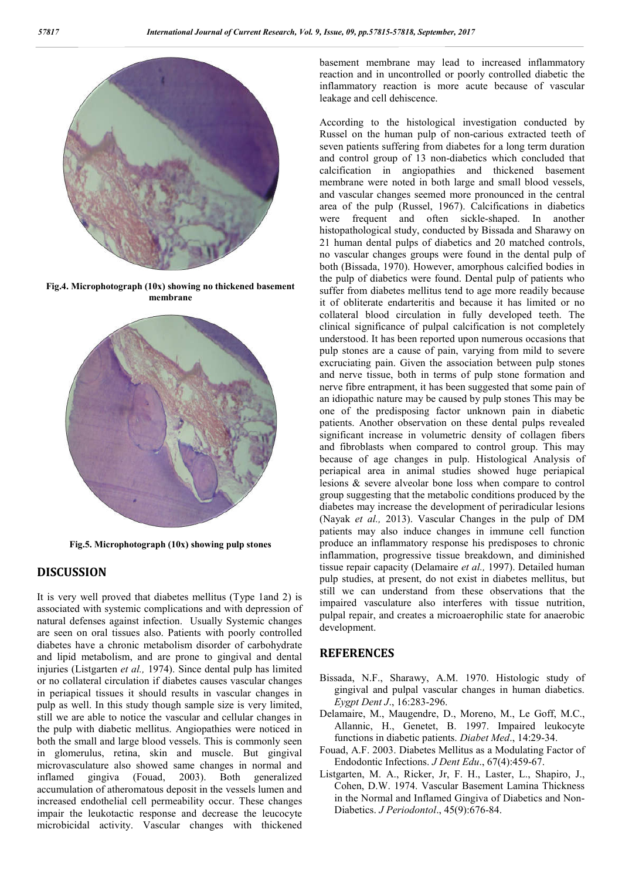Fig.4. Microphotograph (10x) showing no thickened basement membrane

Fig.5. Microphotograph (10x) showing pulp stones

## DISCUSSION

It is very well proved that diabetes mellitus (Type 1and 2) is associated with systemic complications and with depression of natural defenses against infection. Usually Systemic changes are seen on oral tissues also. Patients with poorly controlled diabetes have a chronic metabolism disorder of carbohydrate and lipid metabolism, and are prone to gingival and dental injuries (Listgarten *et al.,* 1974). Since dental pulp has limited or no collateral circulation if diabetes causes vascular changes in periapical tissues it should results in vascular changes in pulp as well. In this study though sample size is very limited, still we are able to notice the vascular and cellular changes in the pulp with diabetic mellitus. Angiopathies were noticed in both the small and large blood vessels. This is commonly seen in glomerulus, retina, skin and muscle. But gingival microvasculature also showed same changes in normal and inflamed gingiva (Fouad, 2003). Both generalized accumulation of atheromatous deposit in the vessels lumen and increased endothelial cell permeability occur. These changes impair the leukotactic response and decrease the leucocyte microbicidal activity. Vascular changes with thickened basement membrane may lead to increased inflammatory reaction and in uncontrolled or poorly controlled diabetic the inflammatory reaction is more acute because of vascular leakage and cell dehiscence.

According to the histological investigation conducted by Russel on the human pulp of non-carious extracted teeth of seven patients suffering from diabetes for a long term duration and control group of 13 non-diabetics which concluded that calcification in angiopathies and thickened basement membrane were noted in both large and small blood vessels, and vascular changes seemed more pronounced in the central area of the pulp (Russel, 1967). Calcifications in diabetics were frequent and often sickle-shaped. In another histopathological study, conducted by Bissada and Sharawy on 21 human dental pulps of diabetics and 20 matched controls, no vascular changes groups were found in the dental pulp of both (Bissada, 1970). However, amorphous calcified bodies in the pulp of diabetics were found. Dental pulp of patients who suffer from diabetes mellitus tend to age more readily because it of obliterate endarteritis and because it has limited or no collateral blood circulation in fully developed teeth. The clinical significance of pulpal calcification is not completely understood. It has been reported upon numerous occasions that pulp stones are a cause of pain, varying from mild to severe excruciating pain. Given the association between pulp stones and nerve tissue, both in terms of pulp stone formation and nerve fibre entrapment, it has been suggested that some pain of an idiopathic nature may be caused by pulp stones This may be one of the predisposing factor unknown pain in diabetic patients. Another observation on these dental pulps revealed significant increase in volumetric density of collagen fibers and fibroblasts when compared to control group. This may because of age changes in pulp. Histological Analysis of periapical area in animal studies showed huge periapical lesions & severe alveolar bone loss when compare to control group suggesting that the metabolic conditions produced by the diabetes may increase the development of periradicular lesions (Nayak *et al.,* 2013). Vascular Changes in the pulp of DM patients may also induce changes in immune cell function produce an inflammatory response his predisposes to chronic inflammation, progressive tissue breakdown, and diminished tissue repair capacity (Delamaire *et al.,* 1997). Detailed human pulp studies, at present, do not exist in diabetes mellitus, but still we can understand from these observations that the impaired vasculature also interferes with tissue nutrition, pulpal repair, and creates a microaerophilic state for anaerobic development.

## REFERENCES

- Bissada, N.F., Sharawy, A.M. 1970. Histologic study of gingival and pulpal vascular changes in human diabetics. *Eygpt Dent J*., 16:283-296.
- Delamaire, M., Maugendre, D., Moreno, M., Le Goff, M.C., Allannic, H., Genetet, B. 1997. Impaired leukocyte functions in diabetic patients. *Diabet Med*., 14:29-34.
- Fouad, A.F. 2003. Diabetes Mellitus as a Modulating Factor of Endodontic Infections. *J Dent Edu*., 67(4):459-67.
- Listgarten, M. A., Ricker, Jr, F. H., Laster, L., Shapiro, J., Cohen, D.W. 1974. Vascular Basement Lamina Thickness in the Normal and Inflamed Gingiva of Diabetics and Non-Diabetics. *J Periodontol*., 45(9):676-84.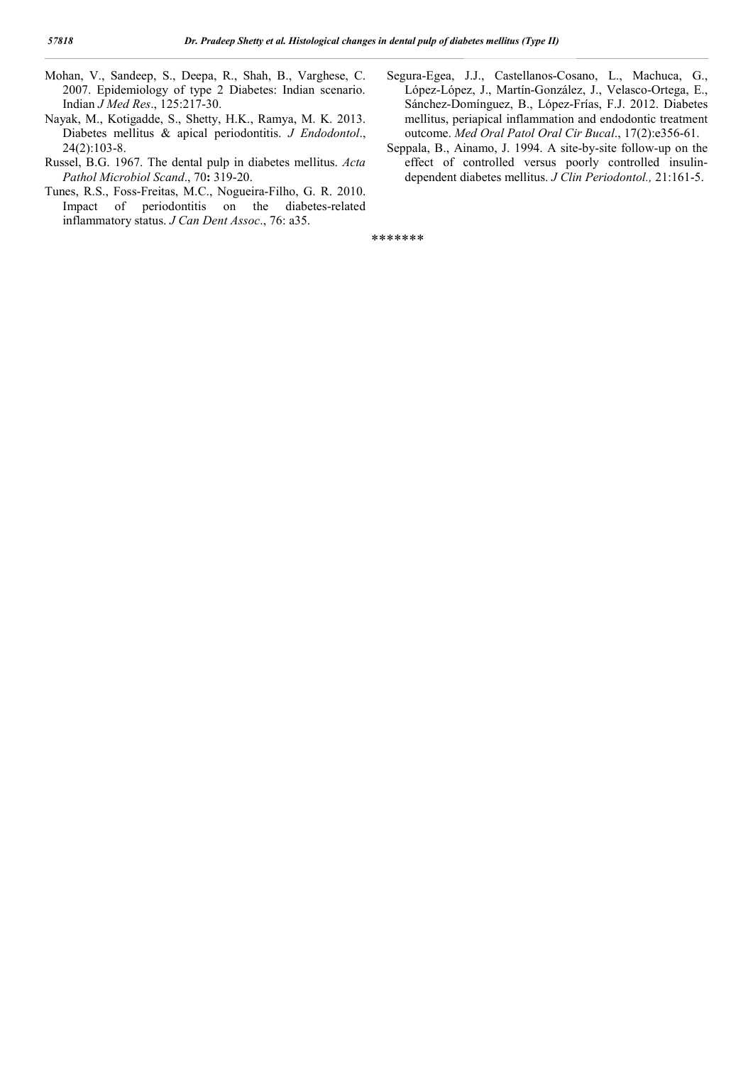Mohan, V., Sandeep, S., Deepa, R., Shah, B., Varghese, C. 2007. Epidemiology of type 2 Diabetes: Indian scenario. Indian *J Med Res*., 125:217-30.

Nayak, M., Kotigadde, S., Shetty, H.K., Ramya, M. K. 2013. Diabetes mellitus & apical periodontitis. *J Endodontol*., 24(2):103-8.

Russel, B.G. 1967. The dental pulp in diabetes mellitus. *Acta Pathol Microbiol Scand*., 70**:** 319-20.

Tunes, R.S., Foss-Freitas, M.C., Nogueira-Filho, G. R. 2010. Impact of periodontitis on the diabetes-related inflammatory status. *J Can Dent Assoc*., 76: a35.

Segura-Egea, J.J., Castellanos-Cosano, L., Machuca, G., López-López, J., Martín-González, J., Velasco-Ortega, E., Sánchez-Domínguez, B., López-Frías, F.J. 2012. Diabetes mellitus, periapical inflammation and endodontic treatment outcome. *Med Oral Patol Oral Cir Bucal*., 17(2):e356-61.

Seppala, B., Ainamo, J. 1994. A site-by-site follow-up on the effect of controlled versus poorly controlled insulin-dependent diabetes mellitus. *J Clin Periodontol.,* 21:161-5.

*******